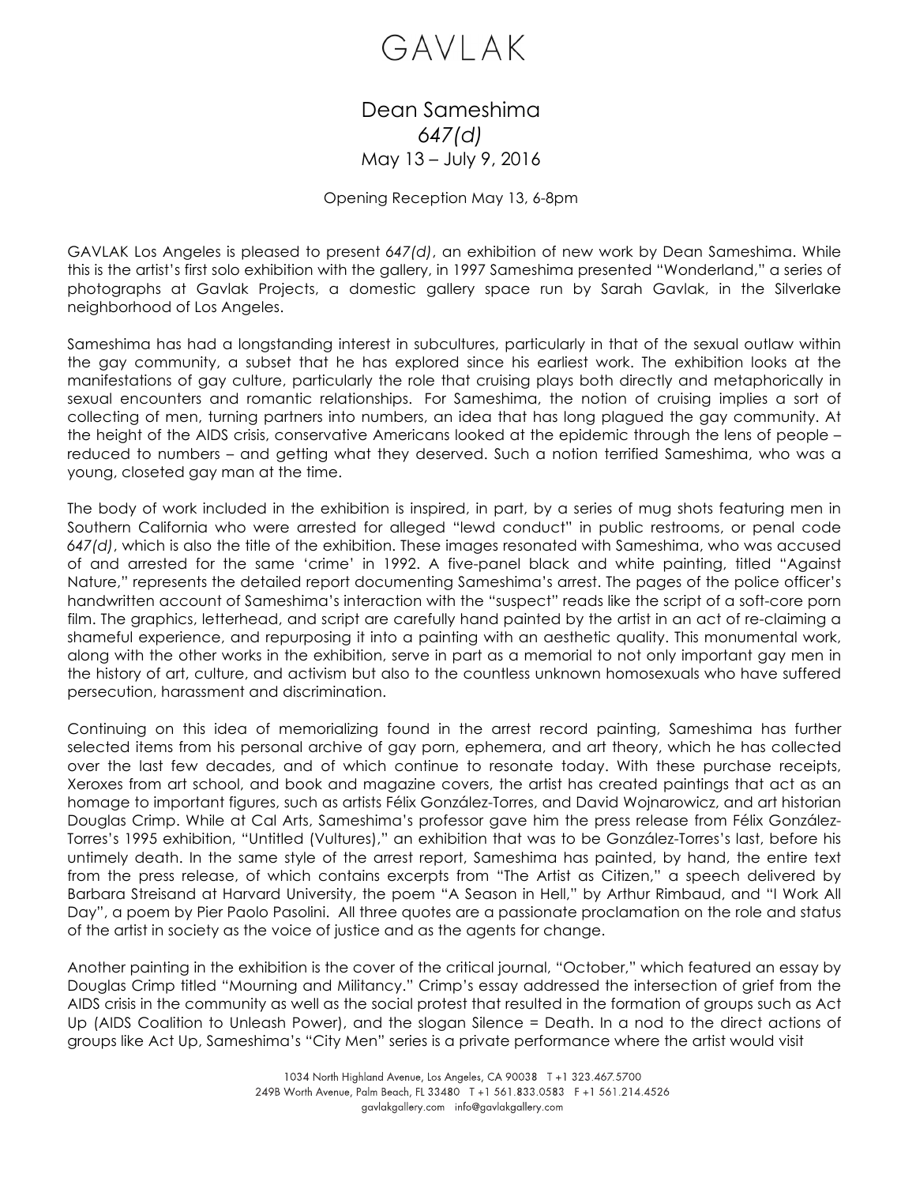# GAVLAK

## Dean Sameshima
## *647(d)*
May 13 – July 9, 2016

Opening Reception May 13, 6-8pm

GAVLAK Los Angeles is pleased to present *647(d)*, an exhibition of new work by Dean Sameshima. While this is the artist's first solo exhibition with the gallery, in 1997 Sameshima presented "Wonderland," a series of photographs at Gavlak Projects, a domestic gallery space run by Sarah Gavlak, in the Silverlake neighborhood of Los Angeles.

Sameshima has had a longstanding interest in subcultures, particularly in that of the sexual outlaw within the gay community, a subset that he has explored since his earliest work. The exhibition looks at the manifestations of gay culture, particularly the role that cruising plays both directly and metaphorically in sexual encounters and romantic relationships. For Sameshima, the notion of cruising implies a sort of collecting of men, turning partners into numbers, an idea that has long plagued the gay community. At the height of the AIDS crisis, conservative Americans looked at the epidemic through the lens of people – reduced to numbers – and getting what they deserved. Such a notion terrified Sameshima, who was a young, closeted gay man at the time.

The body of work included in the exhibition is inspired, in part, by a series of mug shots featuring men in Southern California who were arrested for alleged "lewd conduct" in public restrooms, or penal code *647(d)*, which is also the title of the exhibition. These images resonated with Sameshima, who was accused of and arrested for the same 'crime' in 1992. A five-panel black and white painting, titled "Against Nature," represents the detailed report documenting Sameshima's arrest. The pages of the police officer's handwritten account of Sameshima's interaction with the "suspect" reads like the script of a soft-core porn film. The graphics, letterhead, and script are carefully hand painted by the artist in an act of re-claiming a shameful experience, and repurposing it into a painting with an aesthetic quality. This monumental work, along with the other works in the exhibition, serve in part as a memorial to not only important gay men in the history of art, culture, and activism but also to the countless unknown homosexuals who have suffered persecution, harassment and discrimination.

Continuing on this idea of memorializing found in the arrest record painting, Sameshima has further selected items from his personal archive of gay porn, ephemera, and art theory, which he has collected over the last few decades, and of which continue to resonate today. With these purchase receipts, Xeroxes from art school, and book and magazine covers, the artist has created paintings that act as an homage to important figures, such as artists Félix González-Torres, and David Wojnarowicz, and art historian Douglas Crimp. While at Cal Arts, Sameshima's professor gave him the press release from Félix González-Torres's 1995 exhibition, "Untitled (Vultures)," an exhibition that was to be González-Torres's last, before his untimely death. In the same style of the arrest report, Sameshima has painted, by hand, the entire text from the press release, of which contains excerpts from "The Artist as Citizen," a speech delivered by Barbara Streisand at Harvard University, the poem "A Season in Hell," by Arthur Rimbaud, and "I Work All Day", a poem by Pier Paolo Pasolini. All three quotes are a passionate proclamation on the role and status of the artist in society as the voice of justice and as the agents for change.

Another painting in the exhibition is the cover of the critical journal, "October," which featured an essay by Douglas Crimp titled "Mourning and Militancy." Crimp's essay addressed the intersection of grief from the AIDS crisis in the community as well as the social protest that resulted in the formation of groups such as Act Up (AIDS Coalition to Unleash Power), and the slogan Silence = Death. In a nod to the direct actions of groups like Act Up, Sameshima's "City Men" series is a private performance where the artist would visit

1034 North Highland Avenue, Los Angeles, CA 90038 T +1 323.467.5700
249B Worth Avenue, Palm Beach, FL 33480 T +1 561.833.0583 F +1 561.214.4526
gavlakgallery.com info@gavlakgallery.com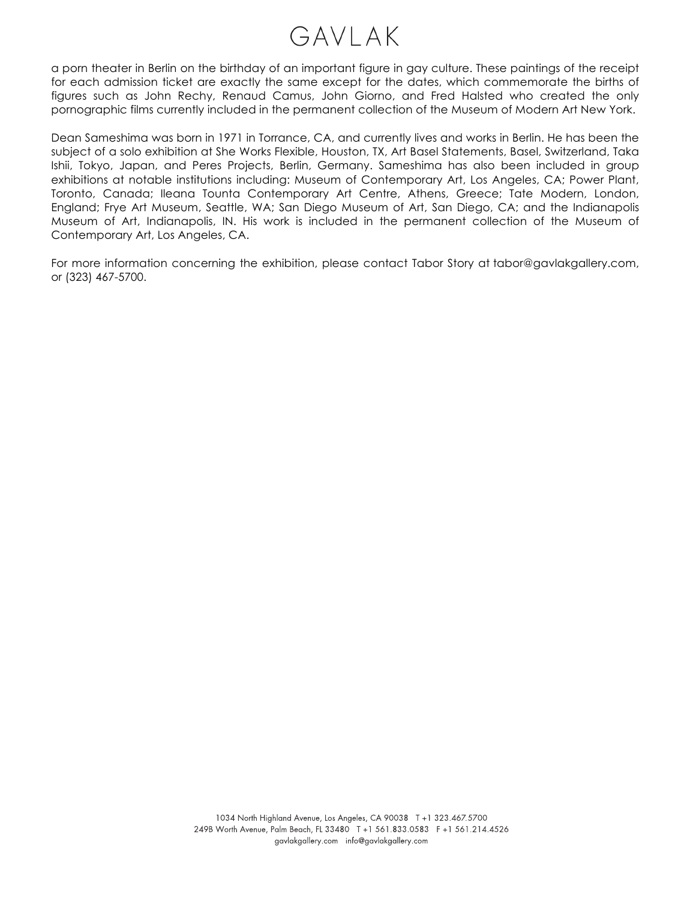a porn theater in Berlin on the birthday of an important figure in gay culture. These paintings of the receipt for each admission ticket are exactly the same except for the dates, which commemorate the births of figures such as John Rechy, Renaud Camus, John Giorno, and Fred Halsted who created the only pornographic films currently included in the permanent collection of the Museum of Modern Art New York.

Dean Sameshima was born in 1971 in Torrance, CA, and currently lives and works in Berlin. He has been the subject of a solo exhibition at She Works Flexible, Houston, TX, Art Basel Statements, Basel, Switzerland, Taka Ishii, Tokyo, Japan, and Peres Projects, Berlin, Germany. Sameshima has also been included in group exhibitions at notable institutions including: Museum of Contemporary Art, Los Angeles, CA; Power Plant, Toronto, Canada; Ileana Tounta Contemporary Art Centre, Athens, Greece; Tate Modern, London, England; Frye Art Museum, Seattle, WA; San Diego Museum of Art, San Diego, CA; and the Indianapolis Museum of Art, Indianapolis, IN. His work is included in the permanent collection of the Museum of Contemporary Art, Los Angeles, CA.

For more information concerning the exhibition, please contact Tabor Story at tabor@gavlakgallery.com, or (323) 467-5700.